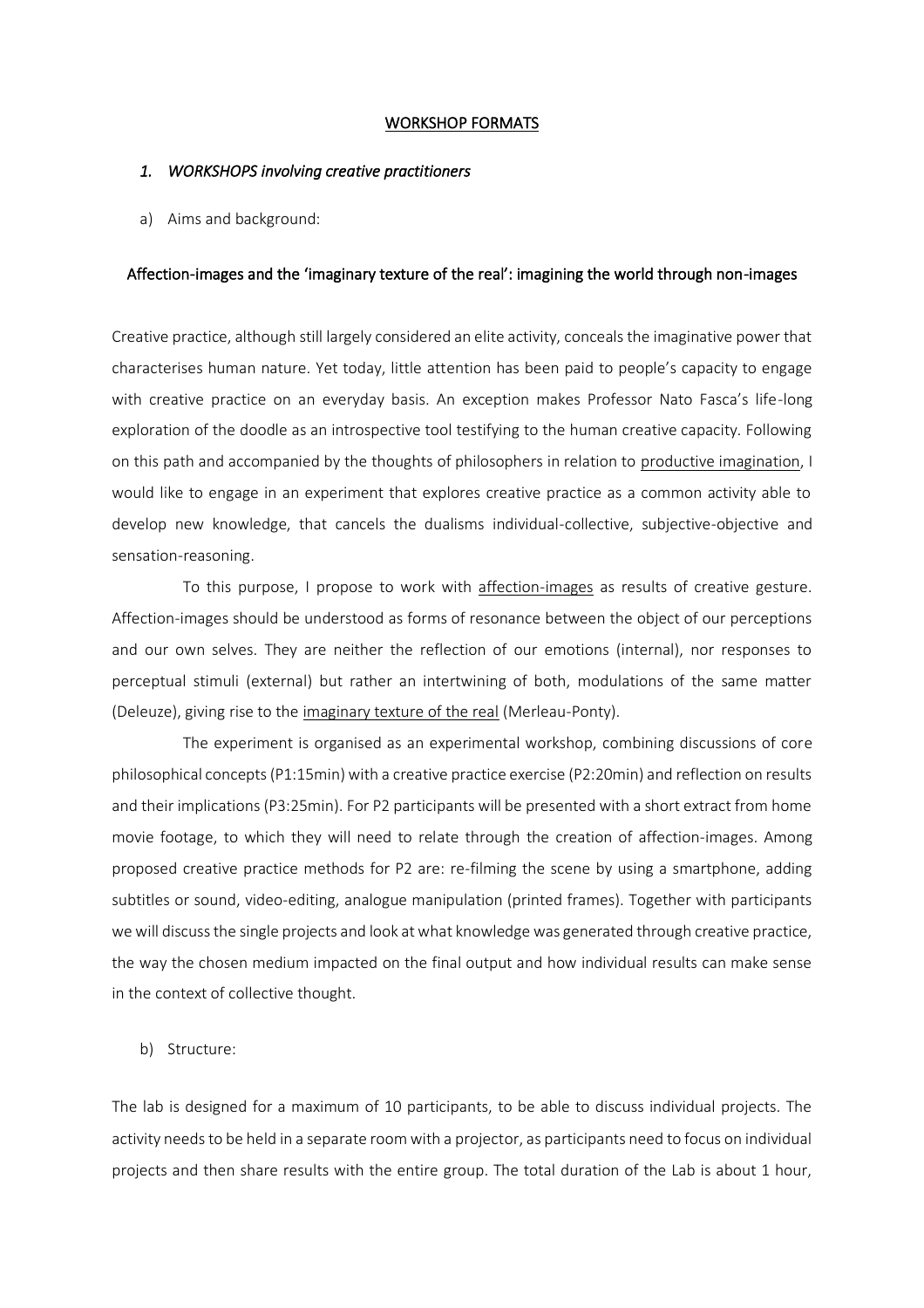# WORKSHOP FORMATS

## *1. WORKSHOPS involving creative practitioners*

a) Aims and background:

### Affection-images and the 'imaginary texture of the real': imagining the world through non-images

Creative practice, although still largely considered an elite activity, conceals the imaginative power that characterises human nature. Yet today, little attention has been paid to people's capacity to engage with creative practice on an everyday basis. An exception makes Professor Nato Fasca's life-long exploration of the doodle as an introspective tool testifying to the human creative capacity. Following on this path and accompanied by the thoughts of philosophers in relation to productive imagination, I would like to engage in an experiment that explores creative practice as a common activity able to develop new knowledge, that cancels the dualisms individual-collective, subjective-objective and sensation-reasoning.

To this purpose, I propose to work with affection-images as results of creative gesture. Affection-images should be understood as forms of resonance between the object of our perceptions and our own selves. They are neither the reflection of our emotions (internal), nor responses to perceptual stimuli (external) but rather an intertwining of both, modulations of the same matter (Deleuze), giving rise to the imaginary texture of the real (Merleau-Ponty).

The experiment is organised as an experimental workshop, combining discussions of core philosophical concepts (P1:15min) with a creative practice exercise (P2:20min) and reflection on results and their implications (P3:25min). For P2 participants will be presented with a short extract from home movie footage, to which they will need to relate through the creation of affection-images. Among proposed creative practice methods for P2 are: re-filming the scene by using a smartphone, adding subtitles or sound, video-editing, analogue manipulation (printed frames). Together with participants we will discuss the single projects and look at what knowledge was generated through creative practice, the way the chosen medium impacted on the final output and how individual results can make sense in the context of collective thought.

b) Structure:

The lab is designed for a maximum of 10 participants, to be able to discuss individual projects. The activity needs to be held in a separate room with a projector, as participants need to focus on individual projects and then share results with the entire group. The total duration of the Lab is about 1 hour,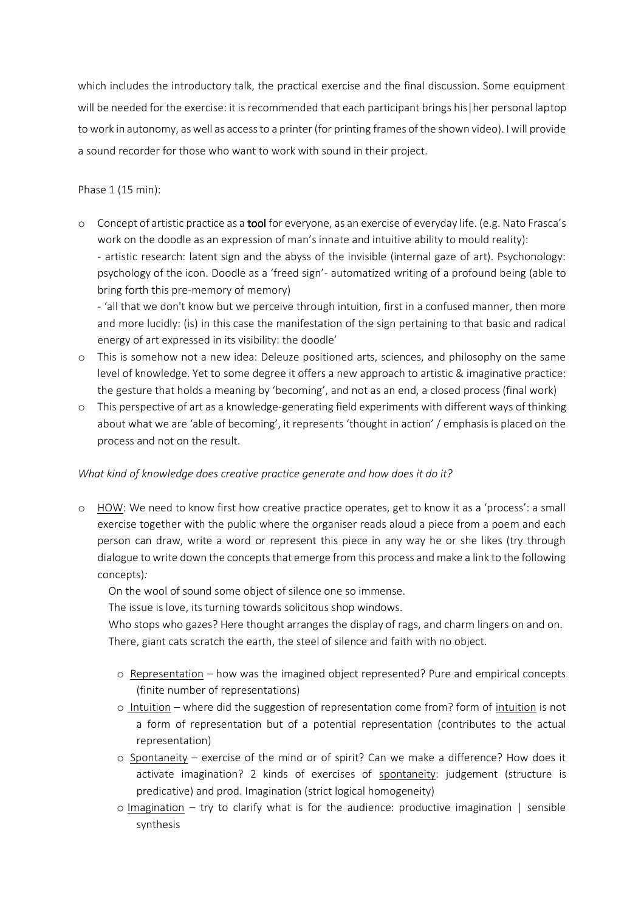which includes the introductory talk, the practical exercise and the final discussion. Some equipment will be needed for the exercise: it is recommended that each participant brings his|her personal laptop to work in autonomy, as well as access to a printer (for printing frames of the shown video). I will provide a sound recorder for those who want to work with sound in their project.

Phase 1 (15 min):

- Concept of artistic practice as a **tool** for everyone, as an exercise of everyday life. (e.g. Nato Frasca's work on the doodle as an expression of man's innate and intuitive ability to mould reality):
  - artistic research: latent sign and the abyss of the invisible (internal gaze of art). Psychonology: psychology of the icon. Doodle as a 'freed sign'- automatized writing of a profound being (able to bring forth this pre-memory of memory)
  - 'all that we don't know but we perceive through intuition, first in a confused manner, then more and more lucidly: (is) in this case the manifestation of the sign pertaining to that basic and radical energy of art expressed in its visibility: the doodle'
- This is somehow not a new idea: Deleuze positioned arts, sciences, and philosophy on the same level of knowledge. Yet to some degree it offers a new approach to artistic & imaginative practice: the gesture that holds a meaning by 'becoming', and not as an end, a closed process (final work)
- This perspective of art as a knowledge-generating field experiments with different ways of thinking about what we are 'able of becoming', it represents 'thought in action' / emphasis is placed on the process and not on the result.

*What kind of knowledge does creative practice generate and how does it do it?*

- <u>HOW</u>: We need to know first how creative practice operates, get to know it as a 'process': a small exercise together with the public where the organiser reads aloud a piece from a poem and each person can draw, write a word or represent this piece in any way he or she likes (try through dialogue to write down the concepts that emerge from this process and make a link to the following concepts)*:*

  On the wool of sound some object of silence one so immense.
  The issue is love, its turning towards solicitous shop windows.
  Who stops who gazes? Here thought arranges the display of rags, and charm lingers on and on.
  There, giant cats scratch the earth, the steel of silence and faith with no object.

  - <u>Representation</u> – how was the imagined object represented? Pure and empirical concepts (finite number of representations)
  - <u>Intuition</u> – where did the suggestion of representation come from? form of <u>intuition</u> is not a form of representation but of a potential representation (contributes to the actual representation)
  - <u>Spontaneity</u> – exercise of the mind or of spirit? Can we make a difference? How does it activate imagination? 2 kinds of exercises of <u>spontaneity</u>: judgement (structure is predicative) and prod. Imagination (strict logical homogeneity)
  - <u>Imagination</u> – try to clarify what is for the audience: productive imagination | sensible synthesis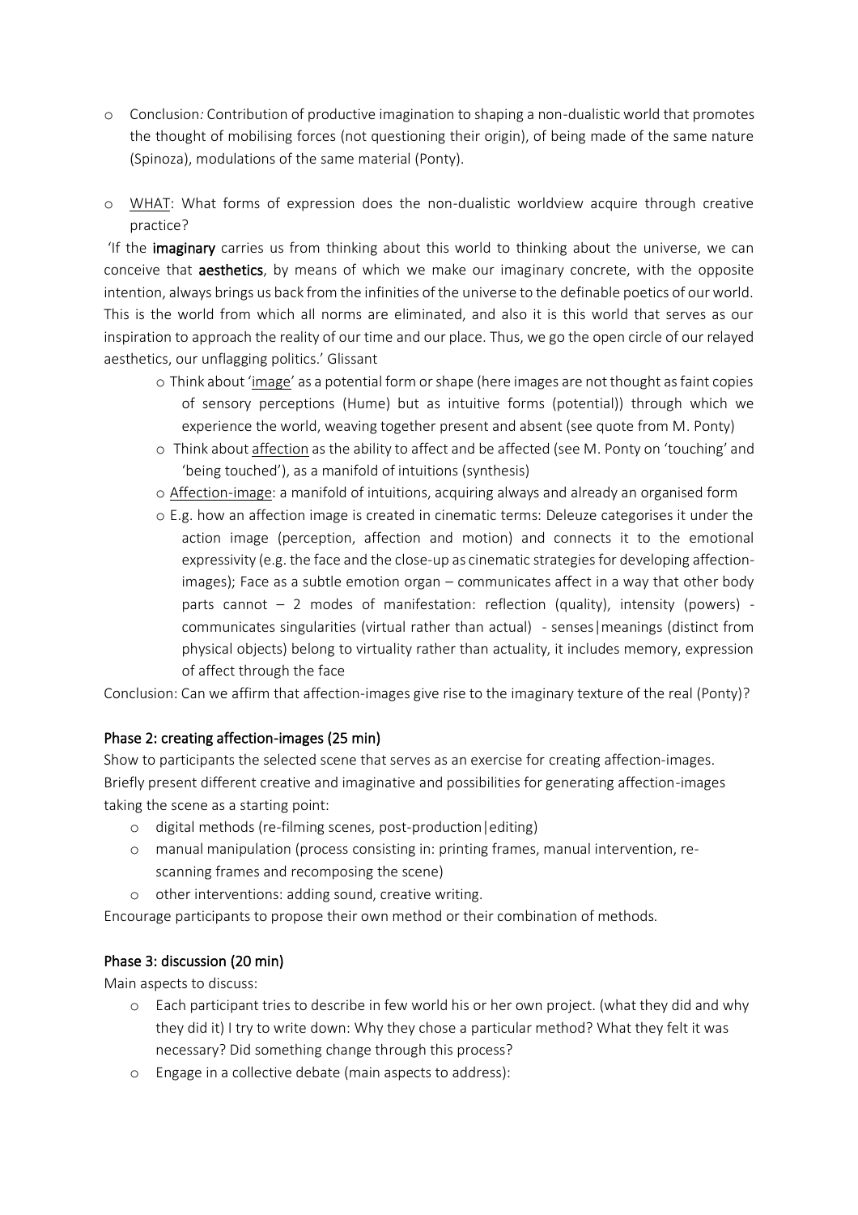- Conclusion: Contribution of productive imagination to shaping a non-dualistic world that promotes the thought of mobilising forces (not questioning their origin), of being made of the same nature (Spinoza), modulations of the same material (Ponty).
- WHAT: What forms of expression does the non-dualistic worldview acquire through creative practice?

'If the **imaginary** carries us from thinking about this world to thinking about the universe, we can conceive that **aesthetics**, by means of which we make our imaginary concrete, with the opposite intention, always brings us back from the infinities of the universe to the definable poetics of our world. This is the world from which all norms are eliminated, and also it is this world that serves as our inspiration to approach the reality of our time and our place. Thus, we go the open circle of our relayed aesthetics, our unflagging politics.' Glissant

- Think about 'image' as a potential form or shape (here images are not thought as faint copies of sensory perceptions (Hume) but as intuitive forms (potential)) through which we experience the world, weaving together present and absent (see quote from M. Ponty)
- Think about affection as the ability to affect and be affected (see M. Ponty on 'touching' and 'being touched'), as a manifold of intuitions (synthesis)
- Affection-image: a manifold of intuitions, acquiring always and already an organised form
- E.g. how an affection image is created in cinematic terms: Deleuze categorises it under the action image (perception, affection and motion) and connects it to the emotional expressivity (e.g. the face and the close-up as cinematic strategies for developing affection-images); Face as a subtle emotion organ – communicates affect in a way that other body parts cannot – 2 modes of manifestation: reflection (quality), intensity (powers) - communicates singularities (virtual rather than actual) - senses|meanings (distinct from physical objects) belong to virtuality rather than actuality, it includes memory, expression of affect through the face

Conclusion: Can we affirm that affection-images give rise to the imaginary texture of the real (Ponty)?

## Phase 2: creating affection-images (25 min)

Show to participants the selected scene that serves as an exercise for creating affection-images. Briefly present different creative and imaginative and possibilities for generating affection-images taking the scene as a starting point:

- digital methods (re-filming scenes, post-production|editing)
- manual manipulation (process consisting in: printing frames, manual intervention, re-scanning frames and recomposing the scene)
- other interventions: adding sound, creative writing.

Encourage participants to propose their own method or their combination of methods.

## Phase 3: discussion (20 min)

Main aspects to discuss:

- Each participant tries to describe in few world his or her own project. (what they did and why they did it) I try to write down: Why they chose a particular method? What they felt it was necessary? Did something change through this process?
- Engage in a collective debate (main aspects to address):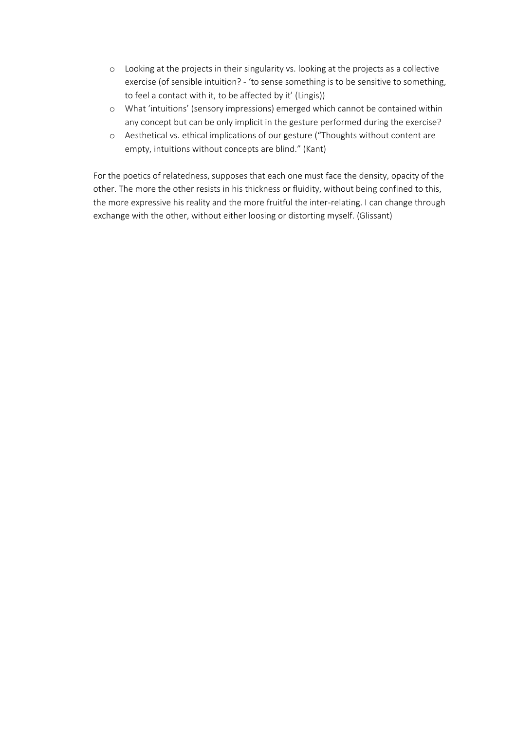- Looking at the projects in their singularity vs. looking at the projects as a collective exercise (of sensible intuition? - 'to sense something is to be sensitive to something, to feel a contact with it, to be affected by it' (Lingis))
- What 'intuitions' (sensory impressions) emerged which cannot be contained within any concept but can be only implicit in the gesture performed during the exercise?
- Aesthetical vs. ethical implications of our gesture ("Thoughts without content are empty, intuitions without concepts are blind." (Kant)

For the poetics of relatedness, supposes that each one must face the density, opacity of the other. The more the other resists in his thickness or fluidity, without being confined to this, the more expressive his reality and the more fruitful the inter-relating. I can change through exchange with the other, without either loosing or distorting myself. (Glissant)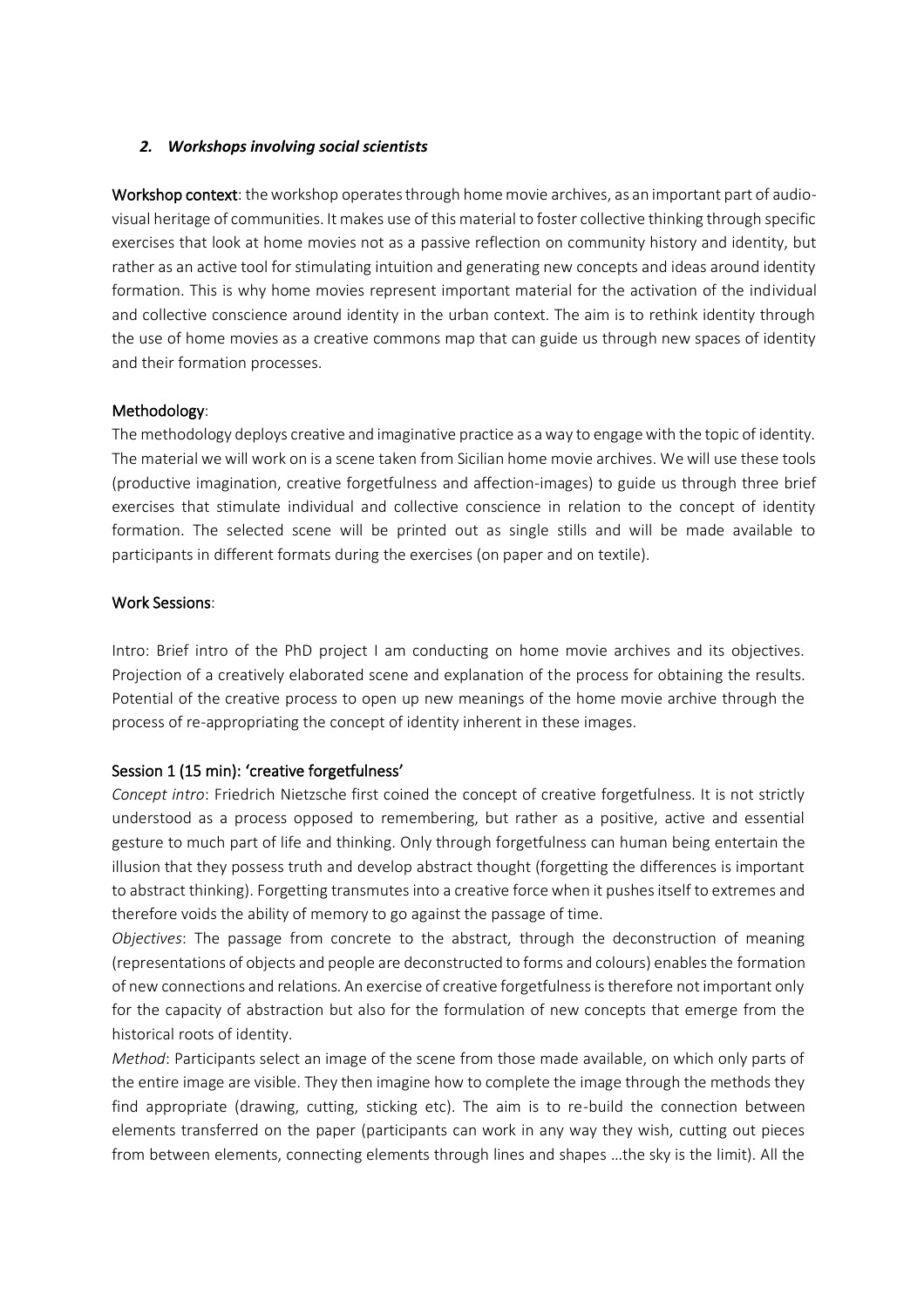### *2. Workshops involving social scientists*

Workshop context: the workshop operates through home movie archives, as an important part of audio-visual heritage of communities. It makes use of this material to foster collective thinking through specific exercises that look at home movies not as a passive reflection on community history and identity, but rather as an active tool for stimulating intuition and generating new concepts and ideas around identity formation. This is why home movies represent important material for the activation of the individual and collective conscience around identity in the urban context. The aim is to rethink identity through the use of home movies as a creative commons map that can guide us through new spaces of identity and their formation processes.

Methodology:

The methodology deploys creative and imaginative practice as a way to engage with the topic of identity. The material we will work on is a scene taken from Sicilian home movie archives. We will use these tools (productive imagination, creative forgetfulness and affection-images) to guide us through three brief exercises that stimulate individual and collective conscience in relation to the concept of identity formation. The selected scene will be printed out as single stills and will be made available to participants in different formats during the exercises (on paper and on textile).

Work Sessions:

Intro: Brief intro of the PhD project I am conducting on home movie archives and its objectives. Projection of a creatively elaborated scene and explanation of the process for obtaining the results. Potential of the creative process to open up new meanings of the home movie archive through the process of re-appropriating the concept of identity inherent in these images.

Session 1 (15 min): 'creative forgetfulness'

*Concept intro*: Friedrich Nietzsche first coined the concept of creative forgetfulness. It is not strictly understood as a process opposed to remembering, but rather as a positive, active and essential gesture to much part of life and thinking. Only through forgetfulness can human being entertain the illusion that they possess truth and develop abstract thought (forgetting the differences is important to abstract thinking). Forgetting transmutes into a creative force when it pushes itself to extremes and therefore voids the ability of memory to go against the passage of time.

*Objectives*: The passage from concrete to the abstract, through the deconstruction of meaning (representations of objects and people are deconstructed to forms and colours) enables the formation of new connections and relations. An exercise of creative forgetfulness is therefore not important only for the capacity of abstraction but also for the formulation of new concepts that emerge from the historical roots of identity.

*Method*: Participants select an image of the scene from those made available, on which only parts of the entire image are visible. They then imagine how to complete the image through the methods they find appropriate (drawing, cutting, sticking etc). The aim is to re-build the connection between elements transferred on the paper (participants can work in any way they wish, cutting out pieces from between elements, connecting elements through lines and shapes …the sky is the limit). All the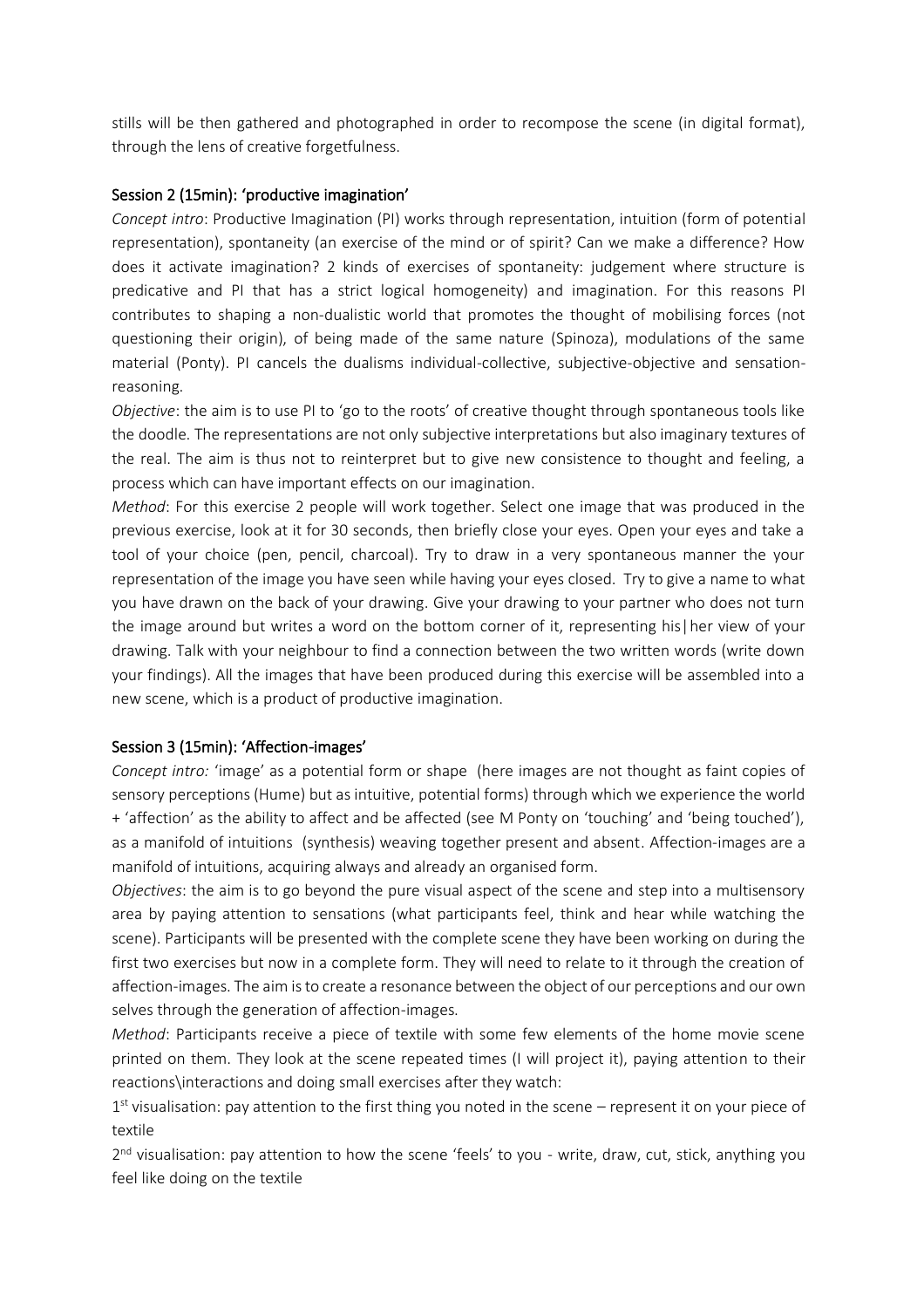stills will be then gathered and photographed in order to recompose the scene (in digital format), through the lens of creative forgetfulness.

### Session 2 (15min): 'productive imagination'

*Concept intro*: Productive Imagination (PI) works through representation, intuition (form of potential representation), spontaneity (an exercise of the mind or of spirit? Can we make a difference? How does it activate imagination? 2 kinds of exercises of spontaneity: judgement where structure is predicative and PI that has a strict logical homogeneity) and imagination. For this reasons PI contributes to shaping a non-dualistic world that promotes the thought of mobilising forces (not questioning their origin), of being made of the same nature (Spinoza), modulations of the same material (Ponty). PI cancels the dualisms individual-collective, subjective-objective and sensation-reasoning.

*Objective*: the aim is to use PI to 'go to the roots' of creative thought through spontaneous tools like the doodle. The representations are not only subjective interpretations but also imaginary textures of the real. The aim is thus not to reinterpret but to give new consistence to thought and feeling, a process which can have important effects on our imagination.

*Method*: For this exercise 2 people will work together. Select one image that was produced in the previous exercise, look at it for 30 seconds, then briefly close your eyes. Open your eyes and take a tool of your choice (pen, pencil, charcoal). Try to draw in a very spontaneous manner the your representation of the image you have seen while having your eyes closed. Try to give a name to what you have drawn on the back of your drawing. Give your drawing to your partner who does not turn the image around but writes a word on the bottom corner of it, representing his|her view of your drawing. Talk with your neighbour to find a connection between the two written words (write down your findings). All the images that have been produced during this exercise will be assembled into a new scene, which is a product of productive imagination.

### Session 3 (15min): 'Affection-images'

*Concept intro:* 'image' as a potential form or shape (here images are not thought as faint copies of sensory perceptions (Hume) but as intuitive, potential forms) through which we experience the world + 'affection' as the ability to affect and be affected (see M Ponty on 'touching' and 'being touched'), as a manifold of intuitions (synthesis) weaving together present and absent. Affection-images are a manifold of intuitions, acquiring always and already an organised form.

*Objectives*: the aim is to go beyond the pure visual aspect of the scene and step into a multisensory area by paying attention to sensations (what participants feel, think and hear while watching the scene). Participants will be presented with the complete scene they have been working on during the first two exercises but now in a complete form. They will need to relate to it through the creation of affection-images. The aim is to create a resonance between the object of our perceptions and our own selves through the generation of affection-images.

*Method*: Participants receive a piece of textile with some few elements of the home movie scene printed on them. They look at the scene repeated times (I will project it), paying attention to their reactions\interactions and doing small exercises after they watch:

1st visualisation: pay attention to the first thing you noted in the scene – represent it on your piece of textile

2nd visualisation: pay attention to how the scene 'feels' to you - write, draw, cut, stick, anything you feel like doing on the textile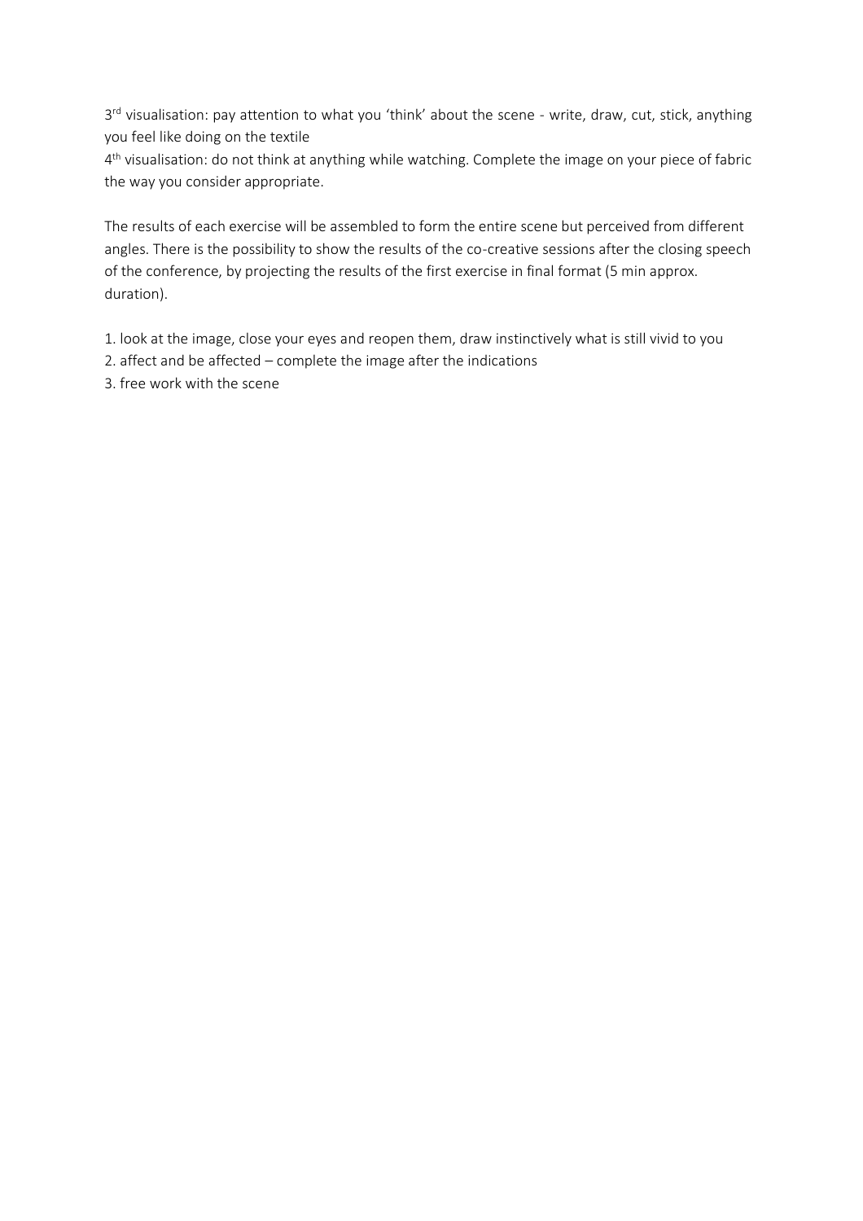3rd visualisation: pay attention to what you 'think' about the scene - write, draw, cut, stick, anything you feel like doing on the textile

4th visualisation: do not think at anything while watching. Complete the image on your piece of fabric the way you consider appropriate.

The results of each exercise will be assembled to form the entire scene but perceived from different angles. There is the possibility to show the results of the co-creative sessions after the closing speech of the conference, by projecting the results of the first exercise in final format (5 min approx. duration).

1. look at the image, close your eyes and reopen them, draw instinctively what is still vivid to you
2. affect and be affected – complete the image after the indications
3. free work with the scene